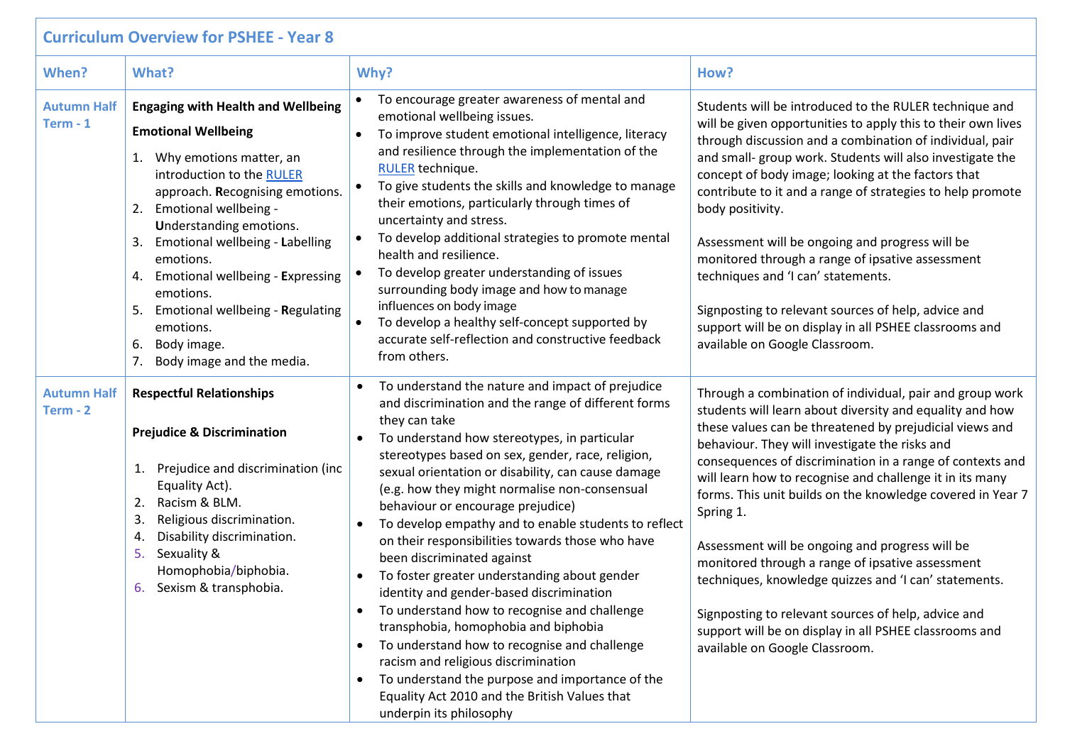## Curriculum Overview for PSHEE - Year 8

| When? | What? | Why? | How? |
|---|---|---|---|
| Autumn Half Term - 1 | **Engaging with Health and Wellbeing**<br><br>**Emotional Wellbeing**<br><br>1. Why emotions matter, an introduction to the RULER approach. **R**ecognising emotions.<br>2. Emotional wellbeing - **U**nderstanding emotions.<br>3. Emotional wellbeing - **L**abelling emotions.<br>4. Emotional wellbeing - **E**xpressing emotions.<br>5. Emotional wellbeing - **R**egulating emotions.<br>6. Body image.<br>7. Body image and the media. | • To encourage greater awareness of mental and emotional wellbeing issues.<br>• To improve student emotional intelligence, literacy and resilience through the implementation of the RULER technique.<br>• To give students the skills and knowledge to manage their emotions, particularly through times of uncertainty and stress.<br>• To develop additional strategies to promote mental health and resilience.<br>• To develop greater understanding of issues surrounding body image and how to manage influences on body image<br>• To develop a healthy self-concept supported by accurate self-reflection and constructive feedback from others. | Students will be introduced to the RULER technique and will be given opportunities to apply this to their own lives through discussion and a combination of individual, pair and small- group work. Students will also investigate the concept of body image; looking at the factors that contribute to it and a range of strategies to help promote body positivity.<br><br>Assessment will be ongoing and progress will be monitored through a range of ipsative assessment techniques and 'I can' statements.<br><br>Signposting to relevant sources of help, advice and support will be on display in all PSHEE classrooms and available on Google Classroom. |
| Autumn Half Term - 2 | **Respectful Relationships**<br><br>**Prejudice & Discrimination**<br><br>1. Prejudice and discrimination (inc Equality Act).<br>2. Racism & BLM.<br>3. Religious discrimination.<br>4. Disability discrimination.<br>5. Sexuality & Homophobia/biphobia.<br>6. Sexism & transphobia. | • To understand the nature and impact of prejudice and discrimination and the range of different forms they can take<br>• To understand how stereotypes, in particular stereotypes based on sex, gender, race, religion, sexual orientation or disability, can cause damage (e.g. how they might normalise non-consensual behaviour or encourage prejudice)<br>• To develop empathy and to enable students to reflect on their responsibilities towards those who have been discriminated against<br>• To foster greater understanding about gender identity and gender-based discrimination<br>• To understand how to recognise and challenge transphobia, homophobia and biphobia<br>• To understand how to recognise and challenge racism and religious discrimination<br>• To understand the purpose and importance of the Equality Act 2010 and the British Values that underpin its philosophy | Through a combination of individual, pair and group work students will learn about diversity and equality and how these values can be threatened by prejudicial views and behaviour. They will investigate the risks and consequences of discrimination in a range of contexts and will learn how to recognise and challenge it in its many forms. This unit builds on the knowledge covered in Year 7 Spring 1.<br><br>Assessment will be ongoing and progress will be monitored through a range of ipsative assessment techniques, knowledge quizzes and 'I can' statements.<br><br>Signposting to relevant sources of help, advice and support will be on display in all PSHEE classrooms and available on Google Classroom. |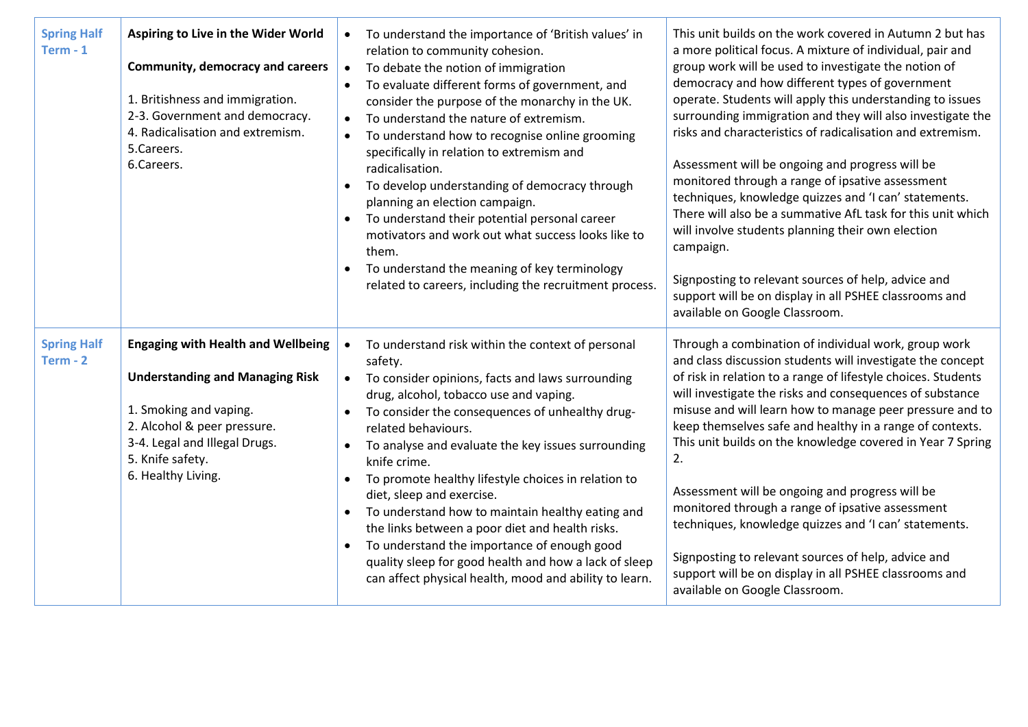| | | | |
|---|---|---|---|
| **Spring Half Term - 1** | **Aspiring to Live in the Wider World**<br><br>**Community, democracy and careers**<br><br>1. Britishness and immigration.<br>2-3. Government and democracy.<br>4. Radicalisation and extremism.<br>5.Careers.<br>6.Careers. | • To understand the importance of 'British values' in relation to community cohesion.<br>• To debate the notion of immigration<br>• To evaluate different forms of government, and consider the purpose of the monarchy in the UK.<br>• To understand the nature of extremism.<br>• To understand how to recognise online grooming specifically in relation to extremism and radicalisation.<br>• To develop understanding of democracy through planning an election campaign.<br>• To understand their potential personal career motivators and work out what success looks like to them.<br>• To understand the meaning of key terminology related to careers, including the recruitment process. | This unit builds on the work covered in Autumn 2 but has a more political focus. A mixture of individual, pair and group work will be used to investigate the notion of democracy and how different types of government operate. Students will apply this understanding to issues surrounding immigration and they will also investigate the risks and characteristics of radicalisation and extremism.<br><br>Assessment will be ongoing and progress will be monitored through a range of ipsative assessment techniques, knowledge quizzes and 'I can' statements. There will also be a summative AfL task for this unit which will involve students planning their own election campaign.<br><br>Signposting to relevant sources of help, advice and support will be on display in all PSHEE classrooms and available on Google Classroom. |
| **Spring Half Term - 2** | **Engaging with Health and Wellbeing**<br><br>**Understanding and Managing Risk**<br><br>1. Smoking and vaping.<br>2. Alcohol & peer pressure.<br>3-4. Legal and Illegal Drugs.<br>5. Knife safety.<br>6. Healthy Living. | • To understand risk within the context of personal safety.<br>• To consider opinions, facts and laws surrounding drug, alcohol, tobacco use and vaping.<br>• To consider the consequences of unhealthy drug-related behaviours.<br>• To analyse and evaluate the key issues surrounding knife crime.<br>• To promote healthy lifestyle choices in relation to diet, sleep and exercise.<br>• To understand how to maintain healthy eating and the links between a poor diet and health risks.<br>• To understand the importance of enough good quality sleep for good health and how a lack of sleep can affect physical health, mood and ability to learn. | Through a combination of individual work, group work and class discussion students will investigate the concept of risk in relation to a range of lifestyle choices. Students will investigate the risks and consequences of substance misuse and will learn how to manage peer pressure and to keep themselves safe and healthy in a range of contexts. This unit builds on the knowledge covered in Year 7 Spring 2.<br><br>Assessment will be ongoing and progress will be monitored through a range of ipsative assessment techniques, knowledge quizzes and 'I can' statements.<br><br>Signposting to relevant sources of help, advice and support will be on display in all PSHEE classrooms and available on Google Classroom. |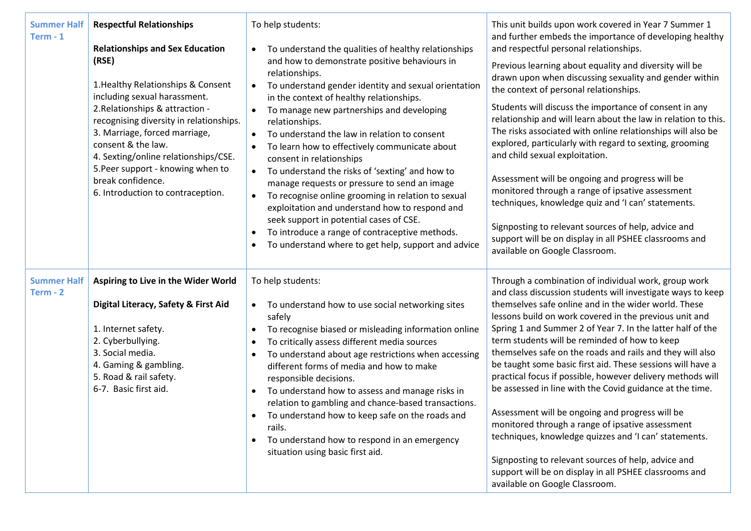| | | | |
|---|---|---|---|
| **Summer Half Term - 1** | **Respectful Relationships**<br><br>**Relationships and Sex Education (RSE)**<br><br>1.Healthy Relationships & Consent including sexual harassment.<br>2.Relationships & attraction - recognising diversity in relationships.<br>3. Marriage, forced marriage, consent & the law.<br>4. Sexting/online relationships/CSE.<br>5.Peer support - knowing when to break confidence.<br>6. Introduction to contraception. | To help students:<br><br>• To understand the qualities of healthy relationships and how to demonstrate positive behaviours in relationships.<br>• To understand gender identity and sexual orientation in the context of healthy relationships.<br>• To manage new partnerships and developing relationships.<br>• To understand the law in relation to consent<br>• To learn how to effectively communicate about consent in relationships<br>• To understand the risks of 'sexting' and how to manage requests or pressure to send an image<br>• To recognise online grooming in relation to sexual exploitation and understand how to respond and seek support in potential cases of CSE.<br>• To introduce a range of contraceptive methods.<br>• To understand where to get help, support and advice | This unit builds upon work covered in Year 7 Summer 1 and further embeds the importance of developing healthy and respectful personal relationships.<br><br>Previous learning about equality and diversity will be drawn upon when discussing sexuality and gender within the context of personal relationships.<br><br>Students will discuss the importance of consent in any relationship and will learn about the law in relation to this. The risks associated with online relationships will also be explored, particularly with regard to sexting, grooming and child sexual exploitation.<br><br>Assessment will be ongoing and progress will be monitored through a range of ipsative assessment techniques, knowledge quiz and 'I can' statements.<br><br>Signposting to relevant sources of help, advice and support will be on display in all PSHEE classrooms and available on Google Classroom. |
| **Summer Half Term - 2** | **Aspiring to Live in the Wider World**<br><br>**Digital Literacy, Safety & First Aid**<br><br>1. Internet safety.<br>2. Cyberbullying.<br>3. Social media.<br>4. Gaming & gambling.<br>5. Road & rail safety.<br>6-7. Basic first aid. | To help students:<br><br>• To understand how to use social networking sites safely<br>• To recognise biased or misleading information online<br>• To critically assess different media sources<br>• To understand about age restrictions when accessing different forms of media and how to make responsible decisions.<br>• To understand how to assess and manage risks in relation to gambling and chance-based transactions.<br>• To understand how to keep safe on the roads and rails.<br>• To understand how to respond in an emergency situation using basic first aid. | Through a combination of individual work, group work and class discussion students will investigate ways to keep themselves safe online and in the wider world. These lessons build on work covered in the previous unit and Spring 1 and Summer 2 of Year 7. In the latter half of the term students will be reminded of how to keep themselves safe on the roads and rails and they will also be taught some basic first aid. These sessions will have a practical focus if possible, however delivery methods will be assessed in line with the Covid guidance at the time.<br><br>Assessment will be ongoing and progress will be monitored through a range of ipsative assessment techniques, knowledge quizzes and 'I can' statements.<br><br>Signposting to relevant sources of help, advice and support will be on display in all PSHEE classrooms and available on Google Classroom. |